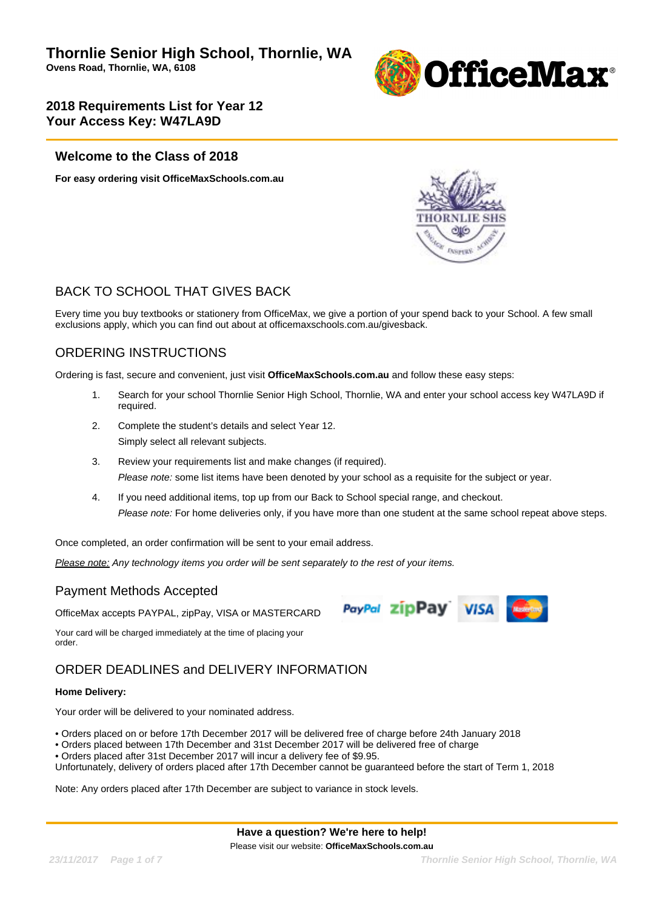# Thornlie Senior High School, Thornlie, WA

**Ovens Road, Thornlie, WA, 6108**

## 2018 Requirements List for Year 12
## Your Access Key: W47LA9D

### Welcome to the Class of 2018

**For easy ordering visit OfficeMaxSchools.com.au**

## BACK TO SCHOOL THAT GIVES BACK

Every time you buy textbooks or stationery from OfficeMax, we give a portion of your spend back to your School. A few small exclusions apply, which you can find out about at officemaxschools.com.au/givesback.

## ORDERING INSTRUCTIONS

Ordering is fast, secure and convenient, just visit **OfficeMaxSchools.com.au** and follow these easy steps:

1. Search for your school Thornlie Senior High School, Thornlie, WA and enter your school access key W47LA9D if required.
2. Complete the student's details and select Year 12.
   Simply select all relevant subjects.
3. Review your requirements list and make changes (if required).
   *Please note:* some list items have been denoted by your school as a requisite for the subject or year.
4. If you need additional items, top up from our Back to School special range, and checkout.
   *Please note:* For home deliveries only, if you have more than one student at the same school repeat above steps.

Once completed, an order confirmation will be sent to your email address.

*Please note: Any technology items you order will be sent separately to the rest of your items.*

## Payment Methods Accepted

OfficeMax accepts PAYPAL, zipPay, VISA or MASTERCARD

Your card will be charged immediately at the time of placing your order.

## ORDER DEADLINES and DELIVERY INFORMATION

**Home Delivery:**

Your order will be delivered to your nominated address.

- Orders placed on or before 17th December 2017 will be delivered free of charge before 24th January 2018
- Orders placed between 17th December and 31st December 2017 will be delivered free of charge
- Orders placed after 31st December 2017 will incur a delivery fee of $9.95.

Unfortunately, delivery of orders placed after 17th December cannot be guaranteed before the start of Term 1, 2018

Note: Any orders placed after 17th December are subject to variance in stock levels.

**Have a question? We're here to help!**

Please visit our website: **OfficeMaxSchools.com.au**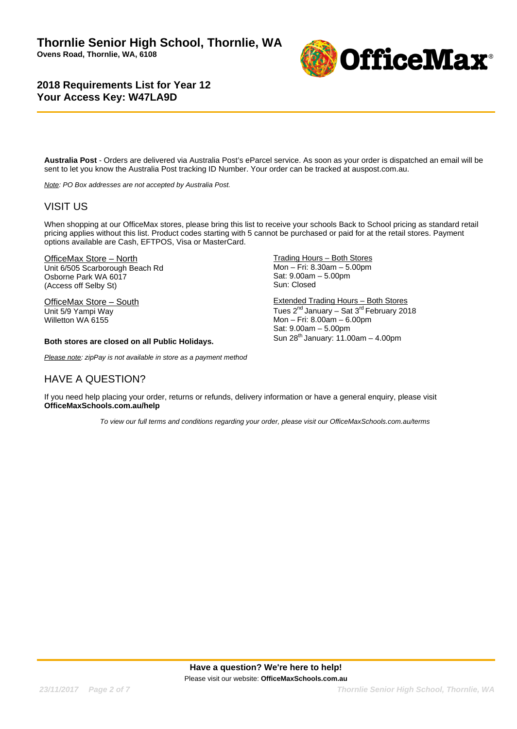# Thornlie Senior High School, Thornlie, WA

**Ovens Road, Thornlie, WA, 6108**

## 2018 Requirements List for Year 12
## Your Access Key: W47LA9D

**Australia Post** - Orders are delivered via Australia Post's eParcel service. As soon as your order is dispatched an email will be sent to let you know the Australia Post tracking ID Number. Your order can be tracked at auspost.com.au.

*Note: PO Box addresses are not accepted by Australia Post.*

## VISIT US

When shopping at our OfficeMax stores, please bring this list to receive your schools Back to School pricing as standard retail pricing applies without this list. Product codes starting with 5 cannot be purchased or paid for at the retail stores. Payment options available are Cash, EFTPOS, Visa or MasterCard.

OfficeMax Store – North
Unit 6/505 Scarborough Beach Rd
Osborne Park WA 6017
(Access off Selby St)

OfficeMax Store – South
Unit 5/9 Yampi Way
Willetton WA 6155

**Both stores are closed on all Public Holidays.**

Trading Hours – Both Stores
Mon – Fri: 8.30am – 5.00pm
Sat: 9.00am – 5.00pm
Sun: Closed

Extended Trading Hours – Both Stores
Tues 2nd January – Sat 3rd February 2018
Mon – Fri: 8.00am – 6.00pm
Sat: 9.00am – 5.00pm
Sun 28th January: 11.00am – 4.00pm

*Please note: zipPay is not available in store as a payment method*

## HAVE A QUESTION?

If you need help placing your order, returns or refunds, delivery information or have a general enquiry, please visit **OfficeMaxSchools.com.au/help**

*To view our full terms and conditions regarding your order, please visit our OfficeMaxSchools.com.au/terms*

**Have a question? We're here to help!**
Please visit our website: **OfficeMaxSchools.com.au**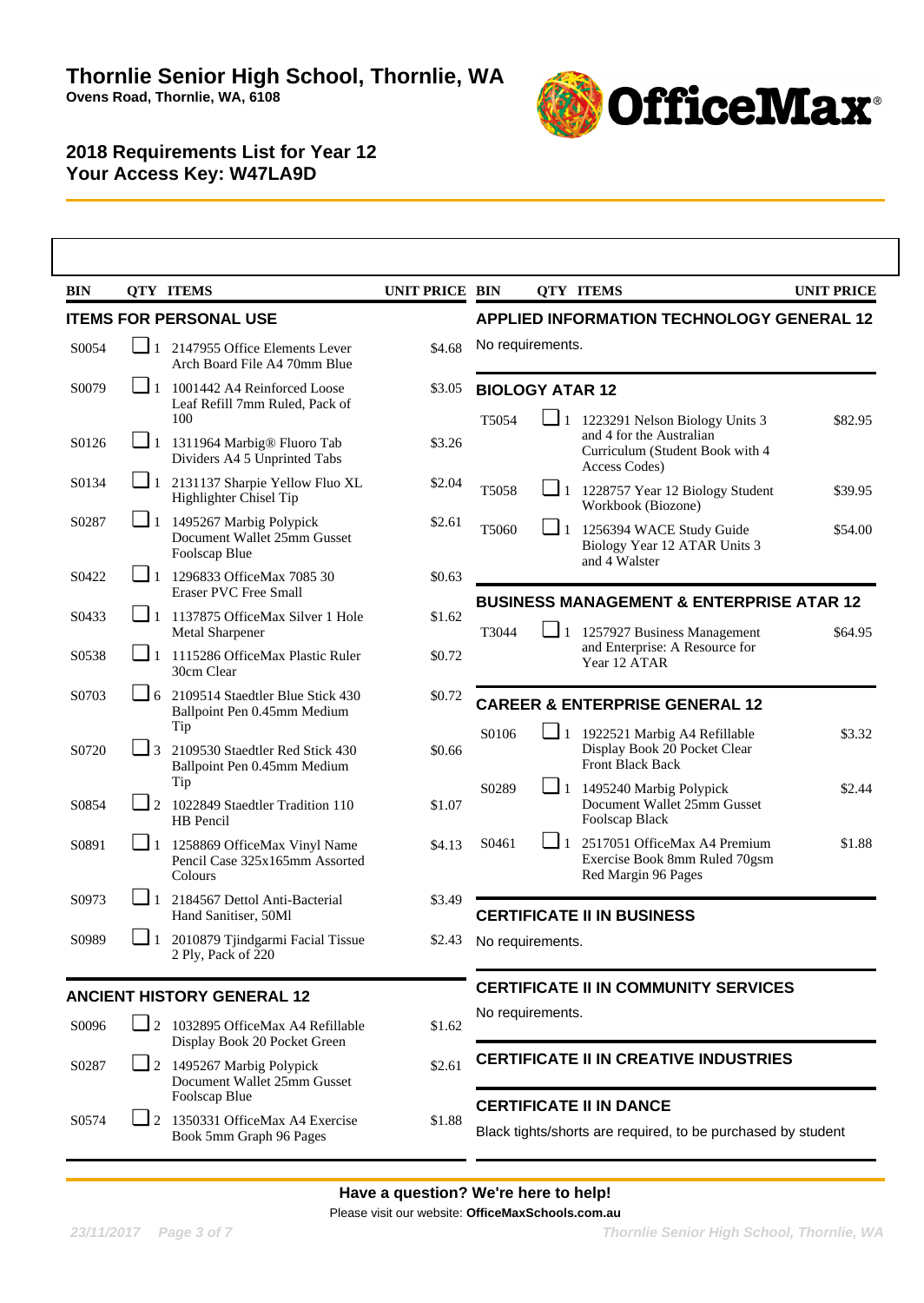# Thornlie Senior High School, Thornlie, WA

**Ovens Road, Thornlie, WA, 6108**

## 2018 Requirements List for Year 12
## Your Access Key: W47LA9D

### ITEMS FOR PERSONAL USE

| BIN | QTY | ITEMS | UNIT PRICE |
|---|---|---|---|
| S0054 | 1 | 2147955 Office Elements Lever Arch Board File A4 70mm Blue | $4.68 |
| S0079 | 1 | 1001442 A4 Reinforced Loose Leaf Refill 7mm Ruled, Pack of 100 | $3.05 |
| S0126 | 1 | 1311964 Marbig® Fluoro Tab Dividers A4 5 Unprinted Tabs | $3.26 |
| S0134 | 1 | 2131137 Sharpie Yellow Fluo XL Highlighter Chisel Tip | $2.04 |
| S0287 | 1 | 1495267 Marbig Polypick Document Wallet 25mm Gusset Foolscap Blue | $2.61 |
| S0422 | 1 | 1296833 OfficeMax 7085 30 Eraser PVC Free Small | $0.63 |
| S0433 | 1 | 1137875 OfficeMax Silver 1 Hole Metal Sharpener | $1.62 |
| S0538 | 1 | 1115286 OfficeMax Plastic Ruler 30cm Clear | $0.72 |
| S0703 | 6 | 2109514 Staedtler Blue Stick 430 Ballpoint Pen 0.45mm Medium Tip | $0.72 |
| S0720 | 3 | 2109530 Staedtler Red Stick 430 Ballpoint Pen 0.45mm Medium Tip | $0.66 |
| S0854 | 2 | 1022849 Staedtler Tradition 110 HB Pencil | $1.07 |
| S0891 | 1 | 1258869 OfficeMax Vinyl Name Pencil Case 325x165mm Assorted Colours | $4.13 |
| S0973 | 1 | 2184567 Dettol Anti-Bacterial Hand Sanitiser, 50Ml | $3.49 |
| S0989 | 1 | 2010879 Tjindgarmi Facial Tissue 2 Ply, Pack of 220 | $2.43 |

### ANCIENT HISTORY GENERAL 12

| BIN | QTY | ITEMS | UNIT PRICE |
|---|---|---|---|
| S0096 | 2 | 1032895 OfficeMax A4 Refillable Display Book 20 Pocket Green | $1.62 |
| S0287 | 2 | 1495267 Marbig Polypick Document Wallet 25mm Gusset Foolscap Blue | $2.61 |
| S0574 | 2 | 1350331 OfficeMax A4 Exercise Book 5mm Graph 96 Pages | $1.88 |

### APPLIED INFORMATION TECHNOLOGY GENERAL 12

No requirements.

### BIOLOGY ATAR 12

| BIN | QTY | ITEMS | UNIT PRICE |
|---|---|---|---|
| T5054 | 1 | 1223291 Nelson Biology Units 3 and 4 for the Australian Curriculum (Student Book with 4 Access Codes) | $82.95 |
| T5058 | 1 | 1228757 Year 12 Biology Student Workbook (Biozone) | $39.95 |
| T5060 | 1 | 1256394 WACE Study Guide Biology Year 12 ATAR Units 3 and 4 Walster | $54.00 |

### BUSINESS MANAGEMENT & ENTERPRISE ATAR 12

| BIN | QTY | ITEMS | UNIT PRICE |
|---|---|---|---|
| T3044 | 1 | 1257927 Business Management and Enterprise: A Resource for Year 12 ATAR | $64.95 |

### CAREER & ENTERPRISE GENERAL 12

| BIN | QTY | ITEMS | UNIT PRICE |
|---|---|---|---|
| S0106 | 1 | 1922521 Marbig A4 Refillable Display Book 20 Pocket Clear Front Black Back | $3.32 |
| S0289 | 1 | 1495240 Marbig Polypick Document Wallet 25mm Gusset Foolscap Black | $2.44 |
| S0461 | 1 | 2517051 OfficeMax A4 Premium Exercise Book 8mm Ruled 70gsm Red Margin 96 Pages | $1.88 |

### CERTIFICATE II IN BUSINESS

No requirements.

### CERTIFICATE II IN COMMUNITY SERVICES

No requirements.

### CERTIFICATE II IN CREATIVE INDUSTRIES

### CERTIFICATE II IN DANCE

Black tights/shorts are required, to be purchased by student

**Have a question? We're here to help!**

Please visit our website: **OfficeMaxSchools.com.au**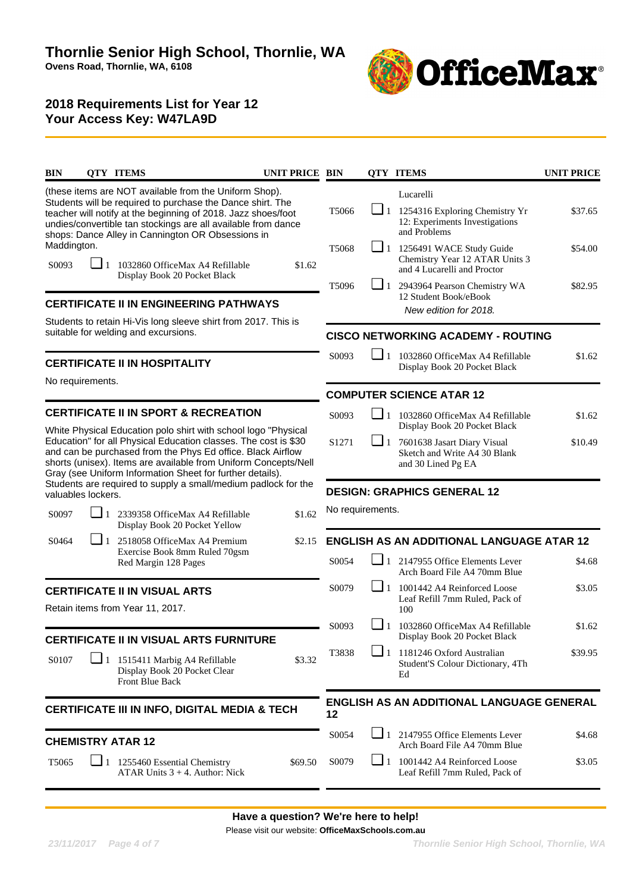# Thornlie Senior High School, Thornlie, WA

**Ovens Road, Thornlie, WA, 6108**

## 2018 Requirements List for Year 12
## Your Access Key: W47LA9D

| BIN | QTY | ITEMS | UNIT PRICE |
|---|---|---|---|

(these items are NOT available from the Uniform Shop). Students will be required to purchase the Dance shirt. The teacher will notify at the beginning of 2018. Jazz shoes/foot undies/convertible tan stockings are all available from dance shops: Dance Alley in Cannington OR Obsessions in Maddington.

| BIN | QTY | ITEMS | UNIT PRICE |
|---|---|---|---|
| S0093 | 1 | 1032860 OfficeMax A4 Refillable Display Book 20 Pocket Black | $1.62 |

### CERTIFICATE II IN ENGINEERING PATHWAYS

Students to retain Hi-Vis long sleeve shirt from 2017. This is suitable for welding and excursions.

### CERTIFICATE II IN HOSPITALITY

No requirements.

### CERTIFICATE II IN SPORT & RECREATION

White Physical Education polo shirt with school logo "Physical Education" for all Physical Education classes. The cost is $30 and can be purchased from the Phys Ed office. Black Airflow shorts (unisex). Items are available from Uniform Concepts/Nell Gray (see Uniform Information Sheet for further details). Students are required to supply a small/medium padlock for the valuables lockers.

| BIN | QTY | ITEMS | UNIT PRICE |
|---|---|---|---|
| S0097 | 1 | 2339358 OfficeMax A4 Refillable Display Book 20 Pocket Yellow | $1.62 |
| S0464 | 1 | 2518058 OfficeMax A4 Premium Exercise Book 8mm Ruled 70gsm Red Margin 128 Pages | $2.15 |

### CERTIFICATE II IN VISUAL ARTS

Retain items from Year 11, 2017.

### CERTIFICATE II IN VISUAL ARTS FURNITURE

| BIN | QTY | ITEMS | UNIT PRICE |
|---|---|---|---|
| S0107 | 1 | 1515411 Marbig A4 Refillable Display Book 20 Pocket Clear Front Blue Back | $3.32 |

### CERTIFICATE III IN INFO, DIGITAL MEDIA & TECH

### CHEMISTRY ATAR 12

| BIN | QTY | ITEMS | UNIT PRICE |
|---|---|---|---|
| T5065 | 1 | 1255460 Essential Chemistry ATAR Units 3 + 4. Author: Nick Lucarelli | $69.50 |
| T5066 | 1 | 1254316 Exploring Chemistry Yr 12: Experiments Investigations and Problems | $37.65 |
| T5068 | 1 | 1256491 WACE Study Guide Chemistry Year 12 ATAR Units 3 and 4 Lucarelli and Proctor | $54.00 |
| T5096 | 1 | 2943964 Pearson Chemistry WA 12 Student Book/eBook *New edition for 2018.* | $82.95 |

### CISCO NETWORKING ACADEMY - ROUTING

| BIN | QTY | ITEMS | UNIT PRICE |
|---|---|---|---|
| S0093 | 1 | 1032860 OfficeMax A4 Refillable Display Book 20 Pocket Black | $1.62 |

### COMPUTER SCIENCE ATAR 12

| BIN | QTY | ITEMS | UNIT PRICE |
|---|---|---|---|
| S0093 | 1 | 1032860 OfficeMax A4 Refillable Display Book 20 Pocket Black | $1.62 |
| S1271 | 1 | 7601638 Jasart Diary Visual Sketch and Write A4 30 Blank and 30 Lined Pg EA | $10.49 |

### DESIGN: GRAPHICS GENERAL 12

No requirements.

### ENGLISH AS AN ADDITIONAL LANGUAGE ATAR 12

| BIN | QTY | ITEMS | UNIT PRICE |
|---|---|---|---|
| S0054 | 1 | 2147955 Office Elements Lever Arch Board File A4 70mm Blue | $4.68 |
| S0079 | 1 | 1001442 A4 Reinforced Loose Leaf Refill 7mm Ruled, Pack of 100 | $3.05 |
| S0093 | 1 | 1032860 OfficeMax A4 Refillable Display Book 20 Pocket Black | $1.62 |
| T3838 | 1 | 1181246 Oxford Australian Student'S Colour Dictionary, 4Th Ed | $39.95 |

### ENGLISH AS AN ADDITIONAL LANGUAGE GENERAL 12

| BIN | QTY | ITEMS | UNIT PRICE |
|---|---|---|---|
| S0054 | 1 | 2147955 Office Elements Lever Arch Board File A4 70mm Blue | $4.68 |
| S0079 | 1 | 1001442 A4 Reinforced Loose Leaf Refill 7mm Ruled, Pack of | $3.05 |

**Have a question? We're here to help!**

Please visit our website: **OfficeMaxSchools.com.au**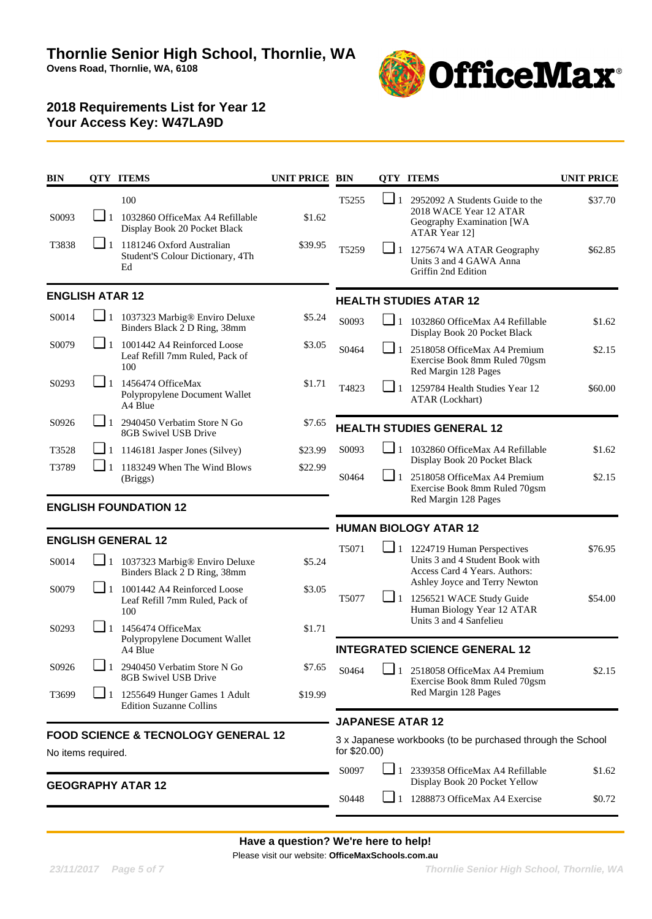# Thornlie Senior High School, Thornlie, WA

**Ovens Road, Thornlie, WA, 6108**

## 2018 Requirements List for Year 12
## Your Access Key: W47LA9D

| BIN | QTY | ITEMS | UNIT PRICE |
|---|---|---|---|
| | | 100 | |
| S0093 | 1 | 1032860 OfficeMax A4 Refillable Display Book 20 Pocket Black | $1.62 |
| T3838 | 1 | 1181246 Oxford Australian Student'S Colour Dictionary, 4Th Ed | $39.95 |

### ENGLISH ATAR 12

| BIN | QTY | ITEMS | UNIT PRICE |
|---|---|---|---|
| S0014 | 1 | 1037323 Marbig® Enviro Deluxe Binders Black 2 D Ring, 38mm | $5.24 |
| S0079 | 1 | 1001442 A4 Reinforced Loose Leaf Refill 7mm Ruled, Pack of 100 | $3.05 |
| S0293 | 1 | 1456474 OfficeMax Polypropylene Document Wallet A4 Blue | $1.71 |
| S0926 | 1 | 2940450 Verbatim Store N Go 8GB Swivel USB Drive | $7.65 |
| T3528 | 1 | 1146181 Jasper Jones (Silvey) | $23.99 |
| T3789 | 1 | 1183249 When The Wind Blows (Briggs) | $22.99 |

### ENGLISH FOUNDATION 12

### ENGLISH GENERAL 12

| BIN | QTY | ITEMS | UNIT PRICE |
|---|---|---|---|
| S0014 | 1 | 1037323 Marbig® Enviro Deluxe Binders Black 2 D Ring, 38mm | $5.24 |
| S0079 | 1 | 1001442 A4 Reinforced Loose Leaf Refill 7mm Ruled, Pack of 100 | $3.05 |
| S0293 | 1 | 1456474 OfficeMax Polypropylene Document Wallet A4 Blue | $1.71 |
| S0926 | 1 | 2940450 Verbatim Store N Go 8GB Swivel USB Drive | $7.65 |
| T3699 | 1 | 1255649 Hunger Games 1 Adult Edition Suzanne Collins | $19.99 |

### FOOD SCIENCE & TECNOLOGY GENERAL 12

No items required.

### GEOGRAPHY ATAR 12

| BIN | QTY | ITEMS | UNIT PRICE |
|---|---|---|---|
| T5255 | 1 | 2952092 A Students Guide to the 2018 WACE Year 12 ATAR Geography Examination [WA ATAR Year 12] | $37.70 |
| T5259 | 1 | 1275674 WA ATAR Geography Units 3 and 4 GAWA Anna Griffin 2nd Edition | $62.85 |

### HEALTH STUDIES ATAR 12

| BIN | QTY | ITEMS | UNIT PRICE |
|---|---|---|---|
| S0093 | 1 | 1032860 OfficeMax A4 Refillable Display Book 20 Pocket Black | $1.62 |
| S0464 | 1 | 2518058 OfficeMax A4 Premium Exercise Book 8mm Ruled 70gsm Red Margin 128 Pages | $2.15 |
| T4823 | 1 | 1259784 Health Studies Year 12 ATAR (Lockhart) | $60.00 |

### HEALTH STUDIES GENERAL 12

| BIN | QTY | ITEMS | UNIT PRICE |
|---|---|---|---|
| S0093 | 1 | 1032860 OfficeMax A4 Refillable Display Book 20 Pocket Black | $1.62 |
| S0464 | 1 | 2518058 OfficeMax A4 Premium Exercise Book 8mm Ruled 70gsm Red Margin 128 Pages | $2.15 |

### HUMAN BIOLOGY ATAR 12

| BIN | QTY | ITEMS | UNIT PRICE |
|---|---|---|---|
| T5071 | 1 | 1224719 Human Perspectives Units 3 and 4 Student Book with Access Card 4 Years. Authors: Ashley Joyce and Terry Newton | $76.95 |
| T5077 | 1 | 1256521 WACE Study Guide Human Biology Year 12 ATAR Units 3 and 4 Sanfelieu | $54.00 |

### INTEGRATED SCIENCE GENERAL 12

| BIN | QTY | ITEMS | UNIT PRICE |
|---|---|---|---|
| S0464 | 1 | 2518058 OfficeMax A4 Premium Exercise Book 8mm Ruled 70gsm Red Margin 128 Pages | $2.15 |

### JAPANESE ATAR 12

3 x Japanese workbooks (to be purchased through the School for $20.00)

| BIN | QTY | ITEMS | UNIT PRICE |
|---|---|---|---|
| S0097 | 1 | 2339358 OfficeMax A4 Refillable Display Book 20 Pocket Yellow | $1.62 |
| S0448 | 1 | 1288873 OfficeMax A4 Exercise | $0.72 |

**Have a question? We're here to help!**

Please visit our website: **OfficeMaxSchools.com.au**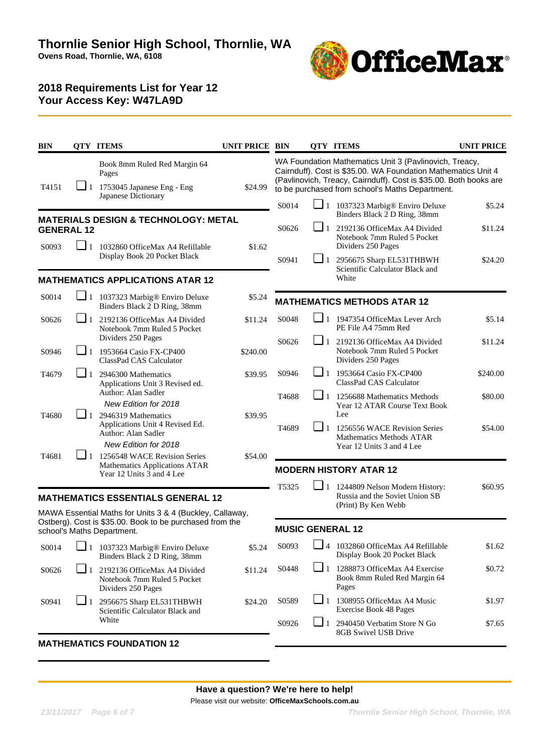# Thornlie Senior High School, Thornlie, WA

**Ovens Road, Thornlie, WA, 6108**

## 2018 Requirements List for Year 12
## Your Access Key: W47LA9D

| BIN | QTY | ITEMS | UNIT PRICE |
|---|---|---|---|
| | | Book 8mm Ruled Red Margin 64 Pages | |
| T4151 | 1 | 1753045 Japanese Eng - Eng Japanese Dictionary | $24.99 |

### MATERIALS DESIGN & TECHNOLOGY: METAL GENERAL 12

| BIN | QTY | ITEMS | UNIT PRICE |
|---|---|---|---|
| S0093 | 1 | 1032860 OfficeMax A4 Refillable Display Book 20 Pocket Black | $1.62 |

### MATHEMATICS APPLICATIONS ATAR 12

| BIN | QTY | ITEMS | UNIT PRICE |
|---|---|---|---|
| S0014 | 1 | 1037323 Marbig® Enviro Deluxe Binders Black 2 D Ring, 38mm | $5.24 |
| S0626 | 1 | 2192136 OfficeMax A4 Divided Notebook 7mm Ruled 5 Pocket Dividers 250 Pages | $11.24 |
| S0946 | 1 | 1953664 Casio FX-CP400 ClassPad CAS Calculator | $240.00 |
| T4679 | 1 | 2946300 Mathematics Applications Unit 3 Revised ed. Author: Alan Sadler *New Edition for 2018* | $39.95 |
| T4680 | 1 | 2946319 Mathematics Applications Unit 4 Revised Ed. Author: Alan Sadler *New Edition for 2018* | $39.95 |
| T4681 | 1 | 1256548 WACE Revision Series Mathematics Applications ATAR Year 12 Units 3 and 4 Lee | $54.00 |

### MATHEMATICS ESSENTIALS GENERAL 12

MAWA Essential Maths for Units 3 & 4 (Buckley, Callaway, Ostberg). Cost is $35.00. Book to be purchased from the school's Maths Department.

| BIN | QTY | ITEMS | UNIT PRICE |
|---|---|---|---|
| S0014 | 1 | 1037323 Marbig® Enviro Deluxe Binders Black 2 D Ring, 38mm | $5.24 |
| S0626 | 1 | 2192136 OfficeMax A4 Divided Notebook 7mm Ruled 5 Pocket Dividers 250 Pages | $11.24 |
| S0941 | 1 | 2956675 Sharp EL531THBWH Scientific Calculator Black and White | $24.20 |

### MATHEMATICS FOUNDATION 12

WA Foundation Mathematics Unit 3 (Pavlinovich, Treacy, Cairnduff). Cost is $35.00. WA Foundation Mathematics Unit 4 (Pavlinovich, Treacy, Cairnduff). Cost is $35.00. Both books are to be purchased from school's Maths Department.

| BIN | QTY | ITEMS | UNIT PRICE |
|---|---|---|---|
| S0014 | 1 | 1037323 Marbig® Enviro Deluxe Binders Black 2 D Ring, 38mm | $5.24 |
| S0626 | 1 | 2192136 OfficeMax A4 Divided Notebook 7mm Ruled 5 Pocket Dividers 250 Pages | $11.24 |
| S0941 | 1 | 2956675 Sharp EL531THBWH Scientific Calculator Black and White | $24.20 |

### MATHEMATICS METHODS ATAR 12

| BIN | QTY | ITEMS | UNIT PRICE |
|---|---|---|---|
| S0048 | 1 | 1947354 OfficeMax Lever Arch PE File A4 75mm Red | $5.14 |
| S0626 | 1 | 2192136 OfficeMax A4 Divided Notebook 7mm Ruled 5 Pocket Dividers 250 Pages | $11.24 |
| S0946 | 1 | 1953664 Casio FX-CP400 ClassPad CAS Calculator | $240.00 |
| T4688 | 1 | 1256688 Mathematics Methods Year 12 ATAR Course Text Book Lee | $80.00 |
| T4689 | 1 | 1256556 WACE Revision Series Mathematics Methods ATAR Year 12 Units 3 and 4 Lee | $54.00 |

### MODERN HISTORY ATAR 12

| BIN | QTY | ITEMS | UNIT PRICE |
|---|---|---|---|
| T5325 | 1 | 1244809 Nelson Modern History: Russia and the Soviet Union SB (Print) By Ken Webb | $60.95 |

### MUSIC GENERAL 12

| BIN | QTY | ITEMS | UNIT PRICE |
|---|---|---|---|
| S0093 | 4 | 1032860 OfficeMax A4 Refillable Display Book 20 Pocket Black | $1.62 |
| S0448 | 1 | 1288873 OfficeMax A4 Exercise Book 8mm Ruled Red Margin 64 Pages | $0.72 |
| S0589 | 1 | 1308955 OfficeMax A4 Music Exercise Book 48 Pages | $1.97 |
| S0926 | 1 | 2940450 Verbatim Store N Go 8GB Swivel USB Drive | $7.65 |

**Have a question? We're here to help!**

Please visit our website: **OfficeMaxSchools.com.au**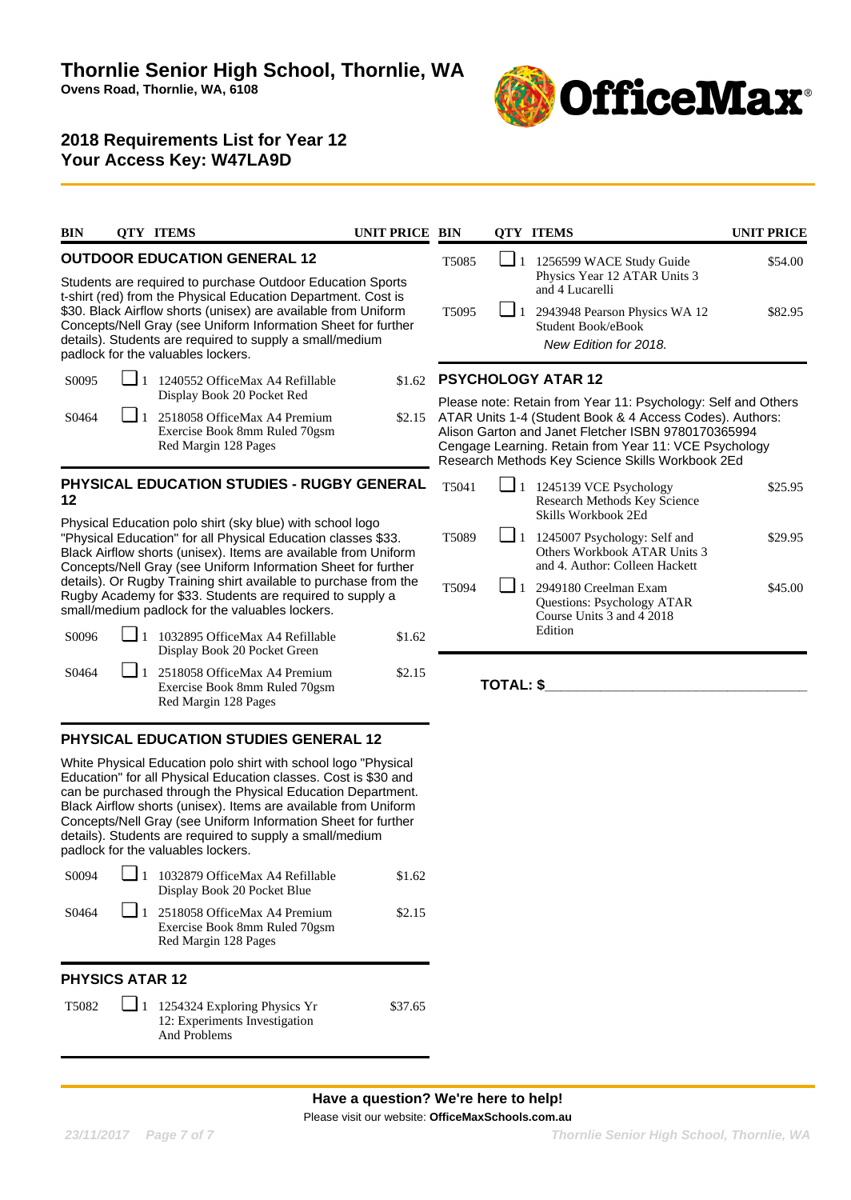# Thornlie Senior High School, Thornlie, WA

**Ovens Road, Thornlie, WA, 6108**

## 2018 Requirements List for Year 12
## Your Access Key: W47LA9D

| BIN | QTY | ITEMS | UNIT PRICE |
|---|---|---|---|

### OUTDOOR EDUCATION GENERAL 12

Students are required to purchase Outdoor Education Sports t-shirt (red) from the Physical Education Department. Cost is $30. Black Airflow shorts (unisex) are available from Uniform Concepts/Nell Gray (see Uniform Information Sheet for further details). Students are required to supply a small/medium padlock for the valuables lockers.

| BIN | QTY | ITEMS | UNIT PRICE |
|---|---|---|---|
| S0095 | ☐ 1 | 1240552 OfficeMax A4 Refillable Display Book 20 Pocket Red | $1.62 |
| S0464 | ☐ 1 | 2518058 OfficeMax A4 Premium Exercise Book 8mm Ruled 70gsm Red Margin 128 Pages | $2.15 |

### PHYSICAL EDUCATION STUDIES - RUGBY GENERAL 12

Physical Education polo shirt (sky blue) with school logo "Physical Education" for all Physical Education classes $33. Black Airflow shorts (unisex). Items are available from Uniform Concepts/Nell Gray (see Uniform Information Sheet for further details). Or Rugby Training shirt available to purchase from the Rugby Academy for $33. Students are required to supply a small/medium padlock for the valuables lockers.

| BIN | QTY | ITEMS | UNIT PRICE |
|---|---|---|---|
| S0096 | ☐ 1 | 1032895 OfficeMax A4 Refillable Display Book 20 Pocket Green | $1.62 |
| S0464 | ☐ 1 | 2518058 OfficeMax A4 Premium Exercise Book 8mm Ruled 70gsm Red Margin 128 Pages | $2.15 |

### PHYSICAL EDUCATION STUDIES GENERAL 12

White Physical Education polo shirt with school logo "Physical Education" for all Physical Education classes. Cost is $30 and can be purchased through the Physical Education Department. Black Airflow shorts (unisex). Items are available from Uniform Concepts/Nell Gray (see Uniform Information Sheet for further details). Students are required to supply a small/medium padlock for the valuables lockers.

| BIN | QTY | ITEMS | UNIT PRICE |
|---|---|---|---|
| S0094 | ☐ 1 | 1032879 OfficeMax A4 Refillable Display Book 20 Pocket Blue | $1.62 |
| S0464 | ☐ 1 | 2518058 OfficeMax A4 Premium Exercise Book 8mm Ruled 70gsm Red Margin 128 Pages | $2.15 |

### PHYSICS ATAR 12

| BIN | QTY | ITEMS | UNIT PRICE |
|---|---|---|---|
| T5082 | ☐ 1 | 1254324 Exploring Physics Yr 12: Experiments Investigation And Problems | $37.65 |
| T5085 | ☐ 1 | 1256599 WACE Study Guide Physics Year 12 ATAR Units 3 and 4 Lucarelli | $54.00 |
| T5095 | ☐ 1 | 2943948 Pearson Physics WA 12 Student Book/eBook *New Edition for 2018.* | $82.95 |

### PSYCHOLOGY ATAR 12

Please note: Retain from Year 11: Psychology: Self and Others ATAR Units 1-4 (Student Book & 4 Access Codes). Authors: Alison Garton and Janet Fletcher ISBN 9780170365994 Cengage Learning. Retain from Year 11: VCE Psychology Research Methods Key Science Skills Workbook 2Ed

| BIN | QTY | ITEMS | UNIT PRICE |
|---|---|---|---|
| T5041 | ☐ 1 | 1245139 VCE Psychology Research Methods Key Science Skills Workbook 2Ed | $25.95 |
| T5089 | ☐ 1 | 1245007 Psychology: Self and Others Workbook ATAR Units 3 and 4. Author: Colleen Hackett | $29.95 |
| T5094 | ☐ 1 | 2949180 Creelman Exam Questions: Psychology ATAR Course Units 3 and 4 2018 Edition | $45.00 |

**TOTAL: $**\_\_\_\_\_\_\_\_\_\_\_\_\_\_\_\_\_\_\_\_\_\_\_\_\_\_\_\_\_\_

**Have a question? We're here to help!**

Please visit our website: **OfficeMaxSchools.com.au**